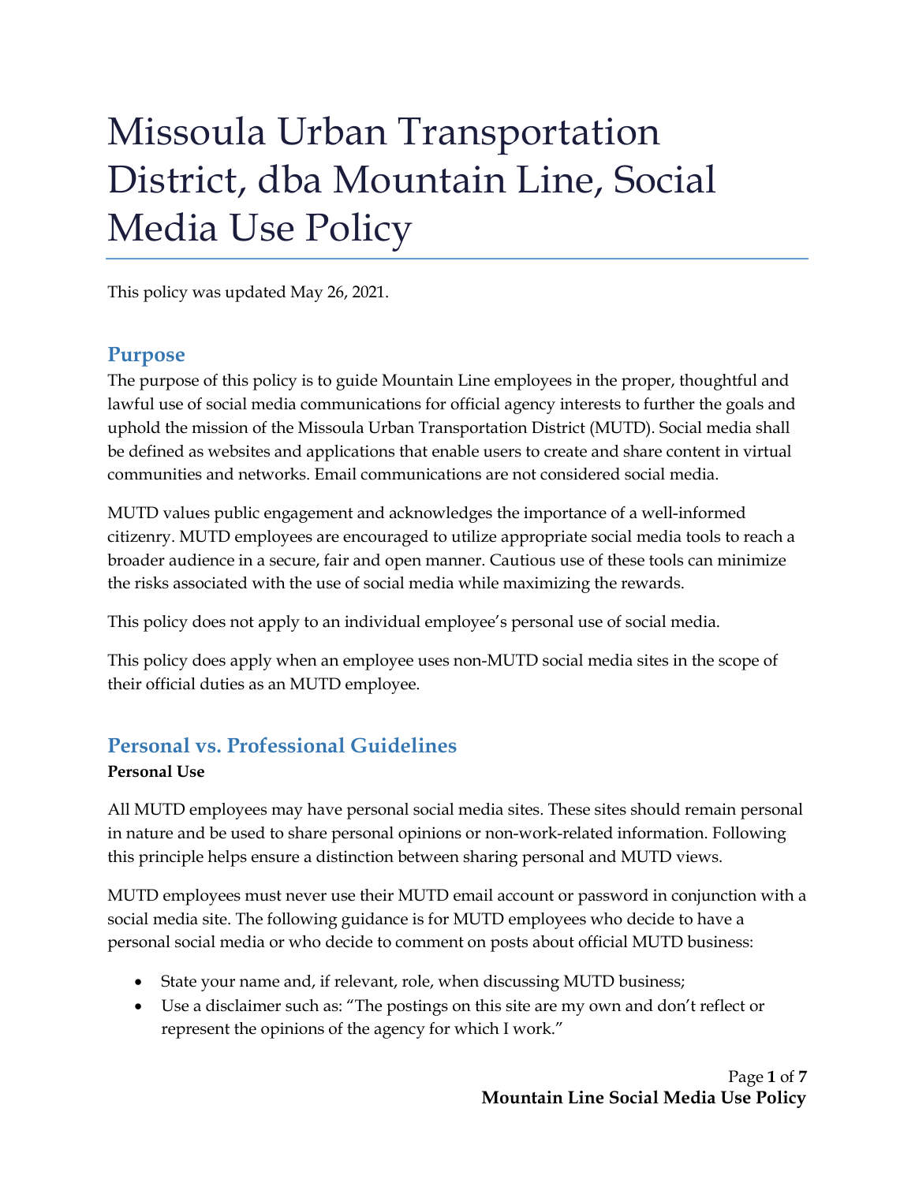# Missoula Urban Transportation District, dba Mountain Line, Social Media Use Policy

This policy was updated May 26, 2021.

## Purpose

The purpose of this policy is to guide Mountain Line employees in the proper, thoughtful and lawful use of social media communications for official agency interests to further the goals and uphold the mission of the Missoula Urban Transportation District (MUTD). Social media shall be defined as websites and applications that enable users to create and share content in virtual communities and networks. Email communications are not considered social media.

MUTD values public engagement and acknowledges the importance of a well-informed citizenry. MUTD employees are encouraged to utilize appropriate social media tools to reach a broader audience in a secure, fair and open manner. Cautious use of these tools can minimize the risks associated with the use of social media while maximizing the rewards.

This policy does not apply to an individual employee's personal use of social media.

This policy does apply when an employee uses non-MUTD social media sites in the scope of their official duties as an MUTD employee.

## Personal vs. Professional Guidelines

**Personal Use**

All MUTD employees may have personal social media sites. These sites should remain personal in nature and be used to share personal opinions or non-work-related information. Following this principle helps ensure a distinction between sharing personal and MUTD views.

MUTD employees must never use their MUTD email account or password in conjunction with a social media site. The following guidance is for MUTD employees who decide to have a personal social media or who decide to comment on posts about official MUTD business:

- State your name and, if relevant, role, when discussing MUTD business;
- Use a disclaimer such as: "The postings on this site are my own and don't reflect or represent the opinions of the agency for which I work."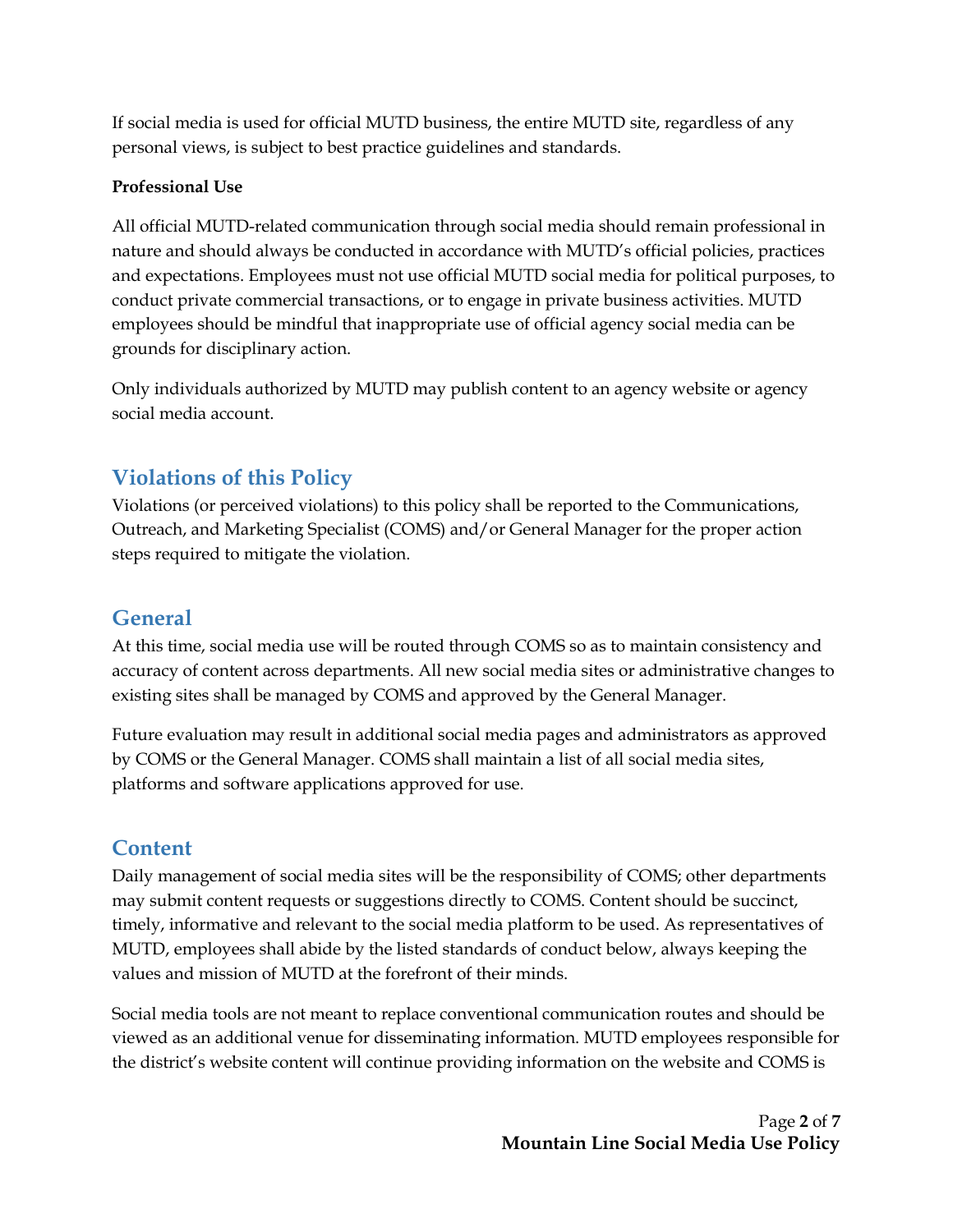If social media is used for official MUTD business, the entire MUTD site, regardless of any personal views, is subject to best practice guidelines and standards.

**Professional Use**

All official MUTD-related communication through social media should remain professional in nature and should always be conducted in accordance with MUTD's official policies, practices and expectations. Employees must not use official MUTD social media for political purposes, to conduct private commercial transactions, or to engage in private business activities. MUTD employees should be mindful that inappropriate use of official agency social media can be grounds for disciplinary action.

Only individuals authorized by MUTD may publish content to an agency website or agency social media account.

## Violations of this Policy

Violations (or perceived violations) to this policy shall be reported to the Communications, Outreach, and Marketing Specialist (COMS) and/or General Manager for the proper action steps required to mitigate the violation.

## General

At this time, social media use will be routed through COMS so as to maintain consistency and accuracy of content across departments. All new social media sites or administrative changes to existing sites shall be managed by COMS and approved by the General Manager.

Future evaluation may result in additional social media pages and administrators as approved by COMS or the General Manager. COMS shall maintain a list of all social media sites, platforms and software applications approved for use.

## Content

Daily management of social media sites will be the responsibility of COMS; other departments may submit content requests or suggestions directly to COMS. Content should be succinct, timely, informative and relevant to the social media platform to be used. As representatives of MUTD, employees shall abide by the listed standards of conduct below, always keeping the values and mission of MUTD at the forefront of their minds.

Social media tools are not meant to replace conventional communication routes and should be viewed as an additional venue for disseminating information. MUTD employees responsible for the district's website content will continue providing information on the website and COMS is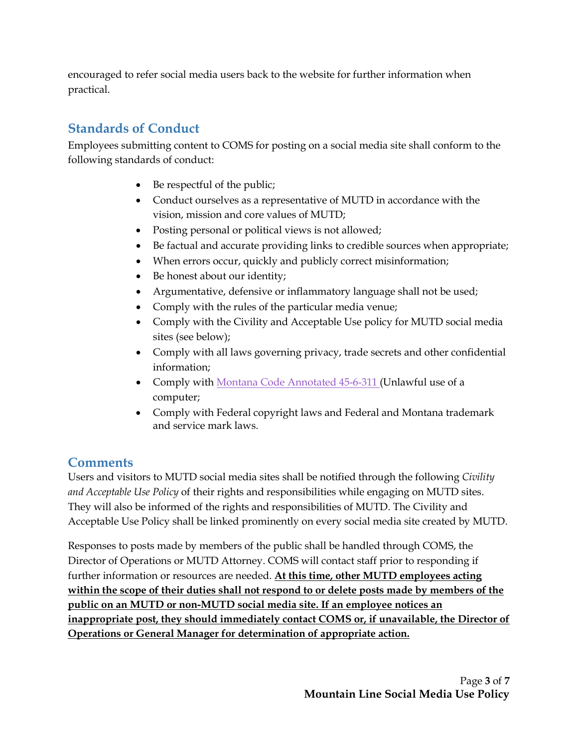encouraged to refer social media users back to the website for further information when practical.

## Standards of Conduct

Employees submitting content to COMS for posting on a social media site shall conform to the following standards of conduct:

- Be respectful of the public;
- Conduct ourselves as a representative of MUTD in accordance with the vision, mission and core values of MUTD;
- Posting personal or political views is not allowed;
- Be factual and accurate providing links to credible sources when appropriate;
- When errors occur, quickly and publicly correct misinformation;
- Be honest about our identity;
- Argumentative, defensive or inflammatory language shall not be used;
- Comply with the rules of the particular media venue;
- Comply with the Civility and Acceptable Use policy for MUTD social media sites (see below);
- Comply with all laws governing privacy, trade secrets and other confidential information;
- Comply with Montana Code Annotated 45-6-311 (Unlawful use of a computer;
- Comply with Federal copyright laws and Federal and Montana trademark and service mark laws.

## Comments

Users and visitors to MUTD social media sites shall be notified through the following *Civility and Acceptable Use Policy* of their rights and responsibilities while engaging on MUTD sites. They will also be informed of the rights and responsibilities of MUTD. The Civility and Acceptable Use Policy shall be linked prominently on every social media site created by MUTD.

Responses to posts made by members of the public shall be handled through COMS, the Director of Operations or MUTD Attorney. COMS will contact staff prior to responding if further information or resources are needed. **At this time, other MUTD employees acting within the scope of their duties shall not respond to or delete posts made by members of the public on an MUTD or non-MUTD social media site. If an employee notices an inappropriate post, they should immediately contact COMS or, if unavailable, the Director of Operations or General Manager for determination of appropriate action.**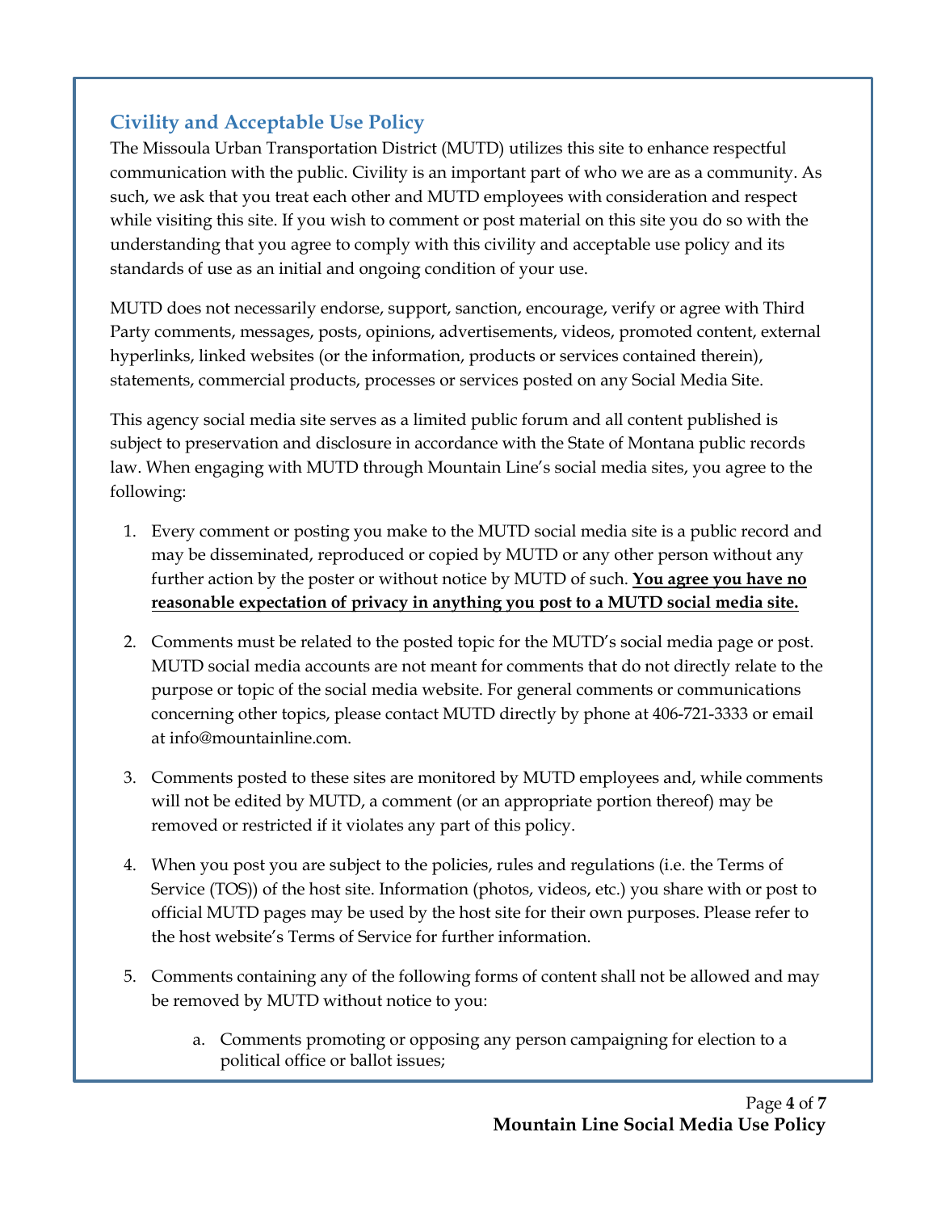## Civility and Acceptable Use Policy

The Missoula Urban Transportation District (MUTD) utilizes this site to enhance respectful communication with the public. Civility is an important part of who we are as a community. As such, we ask that you treat each other and MUTD employees with consideration and respect while visiting this site. If you wish to comment or post material on this site you do so with the understanding that you agree to comply with this civility and acceptable use policy and its standards of use as an initial and ongoing condition of your use.

MUTD does not necessarily endorse, support, sanction, encourage, verify or agree with Third Party comments, messages, posts, opinions, advertisements, videos, promoted content, external hyperlinks, linked websites (or the information, products or services contained therein), statements, commercial products, processes or services posted on any Social Media Site.

This agency social media site serves as a limited public forum and all content published is subject to preservation and disclosure in accordance with the State of Montana public records law. When engaging with MUTD through Mountain Line's social media sites, you agree to the following:

1. Every comment or posting you make to the MUTD social media site is a public record and may be disseminated, reproduced or copied by MUTD or any other person without any further action by the poster or without notice by MUTD of such. **<u>You agree you have no reasonable expectation of privacy in anything you post to a MUTD social media site.</u>**
2. Comments must be related to the posted topic for the MUTD's social media page or post. MUTD social media accounts are not meant for comments that do not directly relate to the purpose or topic of the social media website. For general comments or communications concerning other topics, please contact MUTD directly by phone at 406-721-3333 or email at info@mountainline.com.
3. Comments posted to these sites are monitored by MUTD employees and, while comments will not be edited by MUTD, a comment (or an appropriate portion thereof) may be removed or restricted if it violates any part of this policy.
4. When you post you are subject to the policies, rules and regulations (i.e. the Terms of Service (TOS)) of the host site. Information (photos, videos, etc.) you share with or post to official MUTD pages may be used by the host site for their own purposes. Please refer to the host website's Terms of Service for further information.
5. Comments containing any of the following forms of content shall not be allowed and may be removed by MUTD without notice to you:
    a. Comments promoting or opposing any person campaigning for election to a political office or ballot issues;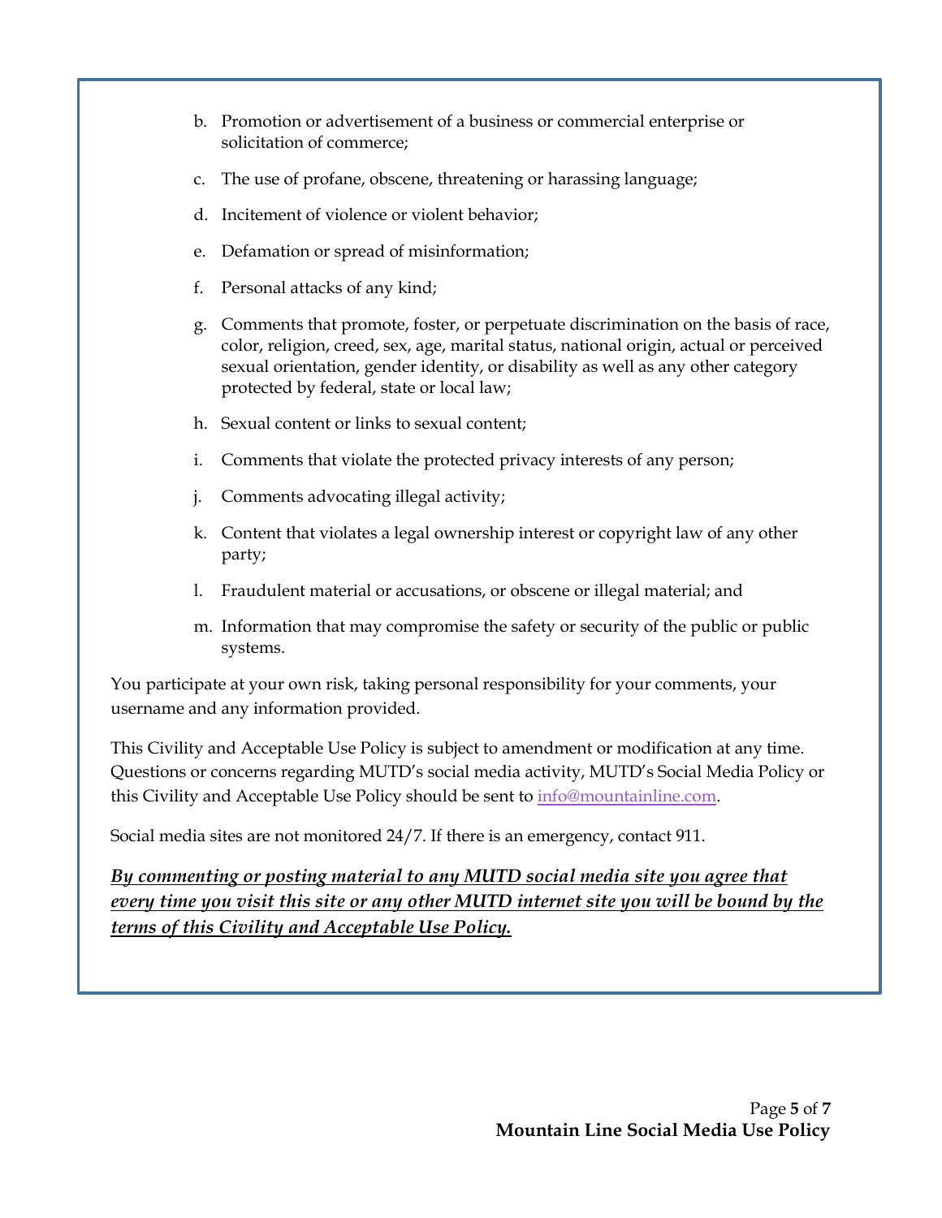b. Promotion or advertisement of a business or commercial enterprise or solicitation of commerce;

c. The use of profane, obscene, threatening or harassing language;

d. Incitement of violence or violent behavior;

e. Defamation or spread of misinformation;

f. Personal attacks of any kind;

g. Comments that promote, foster, or perpetuate discrimination on the basis of race, color, religion, creed, sex, age, marital status, national origin, actual or perceived sexual orientation, gender identity, or disability as well as any other category protected by federal, state or local law;

h. Sexual content or links to sexual content;

i. Comments that violate the protected privacy interests of any person;

j. Comments advocating illegal activity;

k. Content that violates a legal ownership interest or copyright law of any other party;

l. Fraudulent material or accusations, or obscene or illegal material; and

m. Information that may compromise the safety or security of the public or public systems.

You participate at your own risk, taking personal responsibility for your comments, your username and any information provided.

This Civility and Acceptable Use Policy is subject to amendment or modification at any time. Questions or concerns regarding MUTD's social media activity, MUTD's Social Media Policy or this Civility and Acceptable Use Policy should be sent to info@mountainline.com.

Social media sites are not monitored 24/7. If there is an emergency, contact 911.

***By commenting or posting material to any MUTD social media site you agree that every time you visit this site or any other MUTD internet site you will be bound by the terms of this Civility and Acceptable Use Policy.***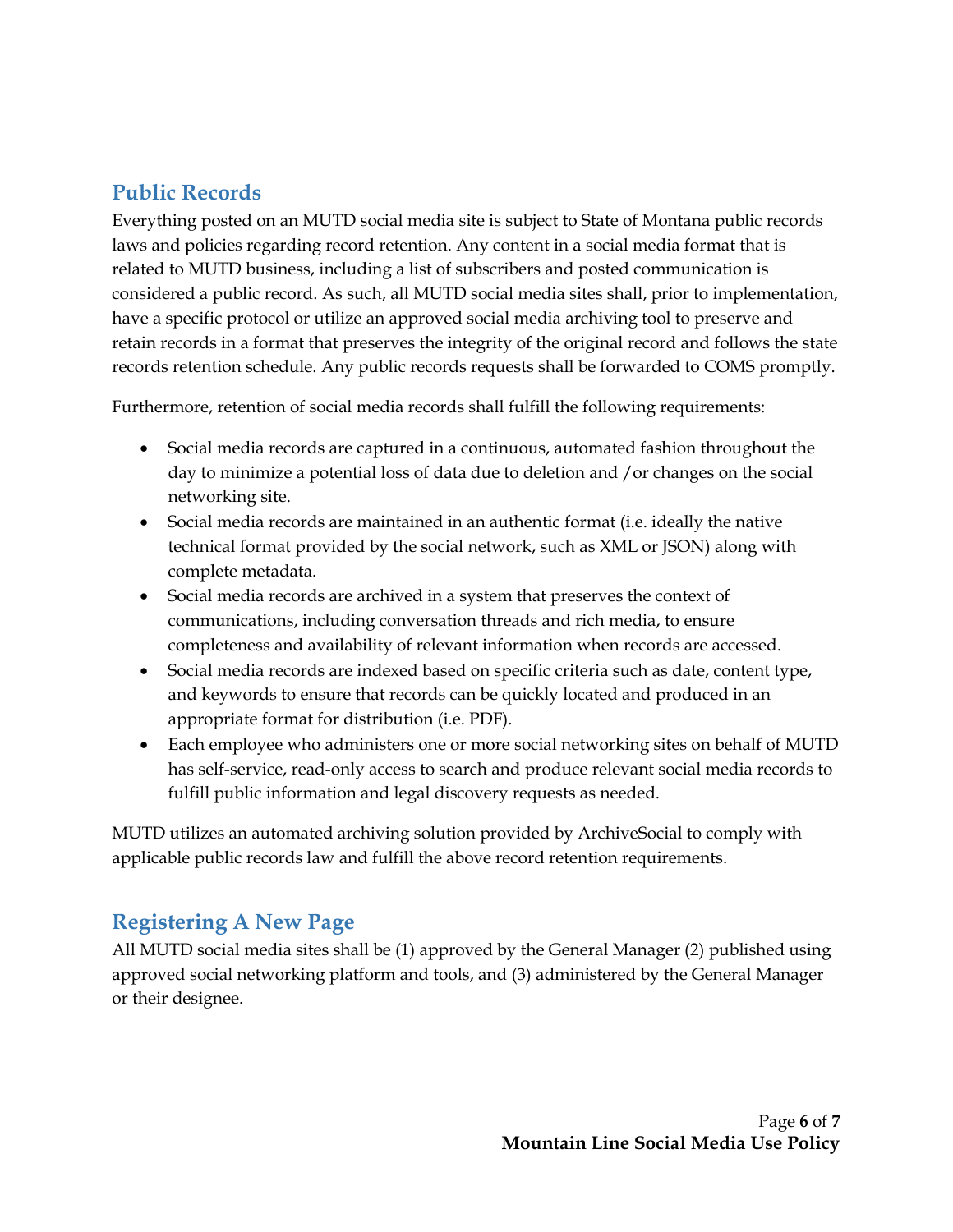## Public Records

Everything posted on an MUTD social media site is subject to State of Montana public records laws and policies regarding record retention. Any content in a social media format that is related to MUTD business, including a list of subscribers and posted communication is considered a public record. As such, all MUTD social media sites shall, prior to implementation, have a specific protocol or utilize an approved social media archiving tool to preserve and retain records in a format that preserves the integrity of the original record and follows the state records retention schedule. Any public records requests shall be forwarded to COMS promptly.

Furthermore, retention of social media records shall fulfill the following requirements:

- Social media records are captured in a continuous, automated fashion throughout the day to minimize a potential loss of data due to deletion and /or changes on the social networking site.
- Social media records are maintained in an authentic format (i.e. ideally the native technical format provided by the social network, such as XML or JSON) along with complete metadata.
- Social media records are archived in a system that preserves the context of communications, including conversation threads and rich media, to ensure completeness and availability of relevant information when records are accessed.
- Social media records are indexed based on specific criteria such as date, content type, and keywords to ensure that records can be quickly located and produced in an appropriate format for distribution (i.e. PDF).
- Each employee who administers one or more social networking sites on behalf of MUTD has self-service, read-only access to search and produce relevant social media records to fulfill public information and legal discovery requests as needed.

MUTD utilizes an automated archiving solution provided by ArchiveSocial to comply with applicable public records law and fulfill the above record retention requirements.

## Registering A New Page

All MUTD social media sites shall be (1) approved by the General Manager (2) published using approved social networking platform and tools, and (3) administered by the General Manager or their designee.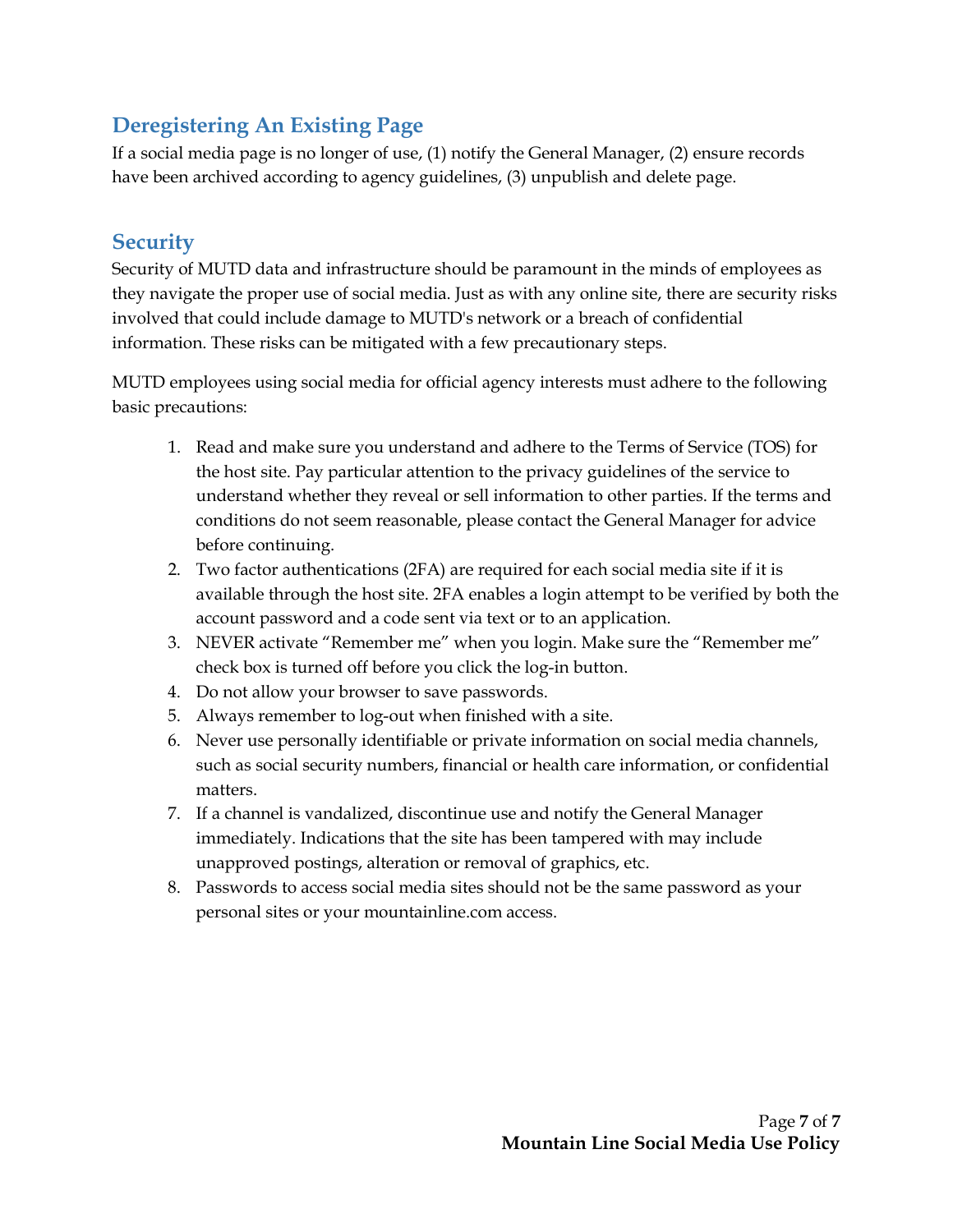## Deregistering An Existing Page

If a social media page is no longer of use, (1) notify the General Manager, (2) ensure records have been archived according to agency guidelines, (3) unpublish and delete page.

## Security

Security of MUTD data and infrastructure should be paramount in the minds of employees as they navigate the proper use of social media. Just as with any online site, there are security risks involved that could include damage to MUTD's network or a breach of confidential information. These risks can be mitigated with a few precautionary steps.

MUTD employees using social media for official agency interests must adhere to the following basic precautions:

1. Read and make sure you understand and adhere to the Terms of Service (TOS) for the host site. Pay particular attention to the privacy guidelines of the service to understand whether they reveal or sell information to other parties. If the terms and conditions do not seem reasonable, please contact the General Manager for advice before continuing.
2. Two factor authentications (2FA) are required for each social media site if it is available through the host site. 2FA enables a login attempt to be verified by both the account password and a code sent via text or to an application.
3. NEVER activate "Remember me" when you login. Make sure the "Remember me" check box is turned off before you click the log-in button.
4. Do not allow your browser to save passwords.
5. Always remember to log-out when finished with a site.
6. Never use personally identifiable or private information on social media channels, such as social security numbers, financial or health care information, or confidential matters.
7. If a channel is vandalized, discontinue use and notify the General Manager immediately. Indications that the site has been tampered with may include unapproved postings, alteration or removal of graphics, etc.
8. Passwords to access social media sites should not be the same password as your personal sites or your mountainline.com access.